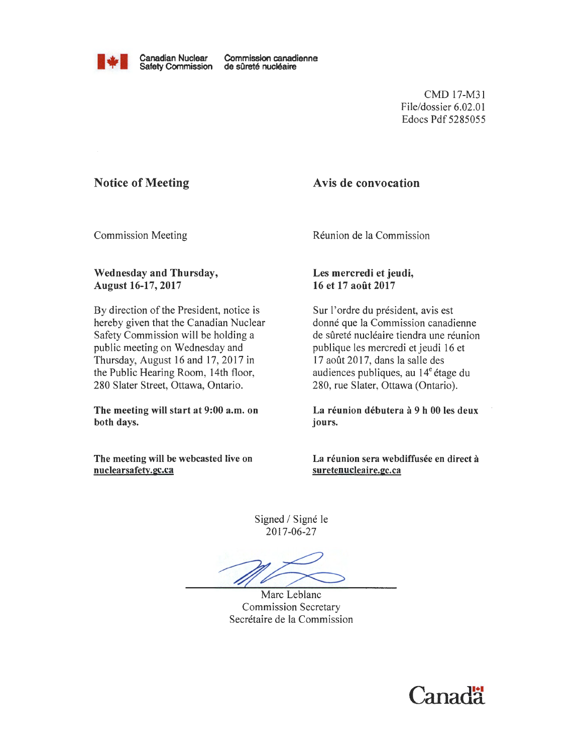Canadian Nuclear Safety Commission — Commission canadienne de sûreté nucléaire

CMD 17-M31
File/dossier 6.02.01
Edocs Pdf 5285055

## Notice of Meeting

Commission Meeting

**Wednesday and Thursday, August 16-17, 2017**

By direction of the President, notice is hereby given that the Canadian Nuclear Safety Commission will be holding a public meeting on Wednesday and Thursday, August 16 and 17, 2017 in the Public Hearing Room, 14th floor, 280 Slater Street, Ottawa, Ontario.

**The meeting will start at 9:00 a.m. on both days.**

**The meeting will be webcasted live on nuclearsafety.gc.ca**

## Avis de convocation

Réunion de la Commission

**Les mercredi et jeudi, 16 et 17 août 2017**

Sur l'ordre du président, avis est donné que la Commission canadienne de sûreté nucléaire tiendra une réunion publique les mercredi et jeudi 16 et 17 août 2017, dans la salle des audiences publiques, au 14e étage du 280, rue Slater, Ottawa (Ontario).

**La réunion débutera à 9 h 00 les deux jours.**

**La réunion sera webdiffusée en direct à suretenucleaire.gc.ca**

Signed / Signé le
2017-06-27

Marc Leblanc
Commission Secretary
Secrétaire de la Commission

Canada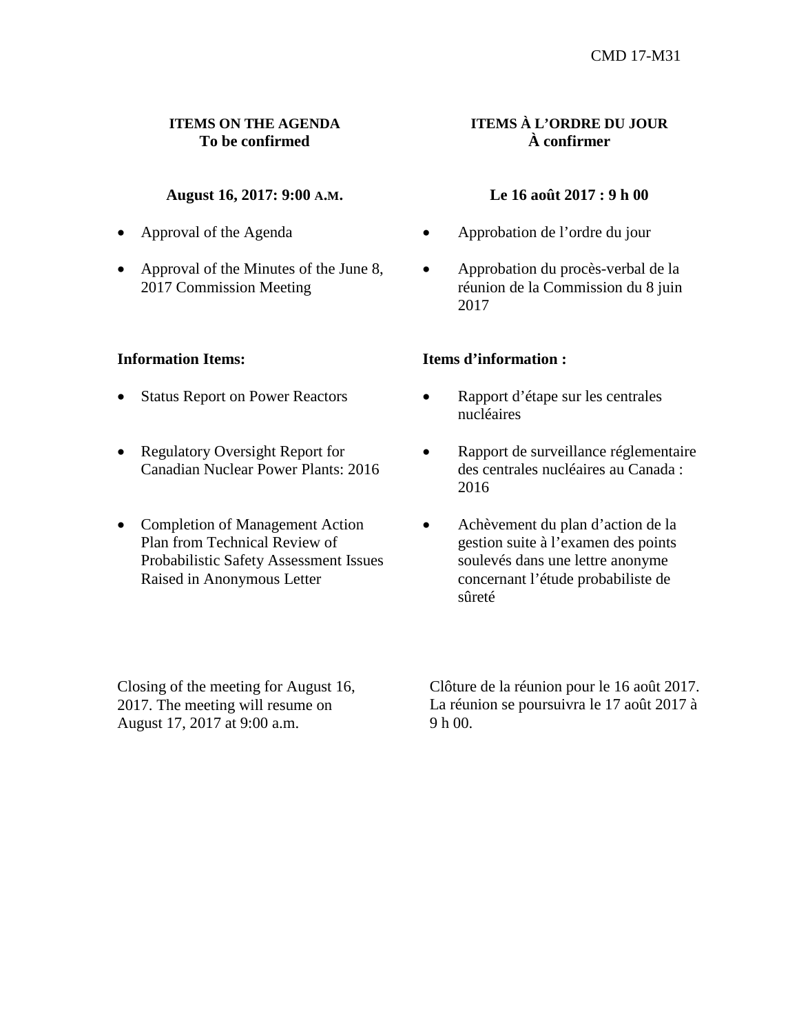CMD 17-M31

**ITEMS ON THE AGENDA**
**To be confirmed**

**August 16, 2017: 9:00 A.M.**

- Approval of the Agenda
- Approval of the Minutes of the June 8, 2017 Commission Meeting

**Information Items:**

- Status Report on Power Reactors
- Regulatory Oversight Report for Canadian Nuclear Power Plants: 2016
- Completion of Management Action Plan from Technical Review of Probabilistic Safety Assessment Issues Raised in Anonymous Letter

Closing of the meeting for August 16, 2017. The meeting will resume on August 17, 2017 at 9:00 a.m.

**ITEMS À L'ORDRE DU JOUR**
**À confirmer**

**Le 16 août 2017 : 9 h 00**

- Approbation de l'ordre du jour
- Approbation du procès-verbal de la réunion de la Commission du 8 juin 2017

**Items d'information :**

- Rapport d'étape sur les centrales nucléaires
- Rapport de surveillance réglementaire des centrales nucléaires au Canada : 2016
- Achèvement du plan d'action de la gestion suite à l'examen des points soulevés dans une lettre anonyme concernant l'étude probabiliste de sûreté

Clôture de la réunion pour le 16 août 2017. La réunion se poursuivra le 17 août 2017 à 9 h 00.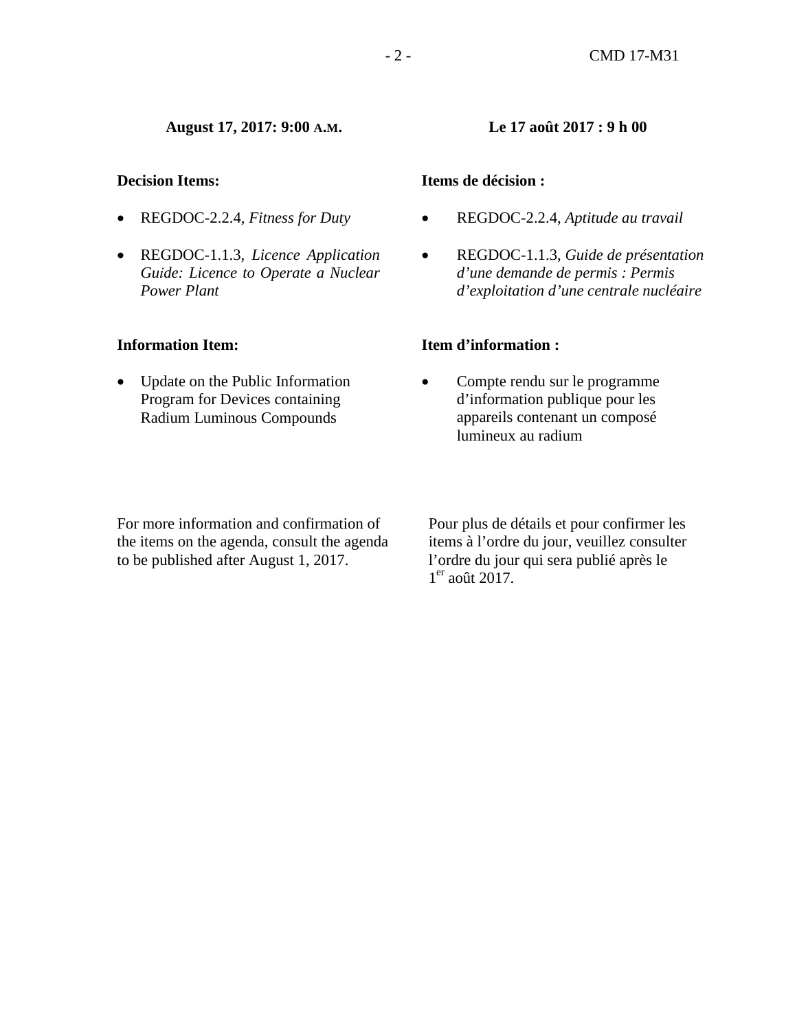**August 17, 2017: 9:00 A.M.**

**Decision Items:**

- REGDOC-2.2.4, *Fitness for Duty*
- REGDOC-1.1.3, *Licence Application Guide: Licence to Operate a Nuclear Power Plant*

**Information Item:**

- Update on the Public Information Program for Devices containing Radium Luminous Compounds

For more information and confirmation of the items on the agenda, consult the agenda to be published after August 1, 2017.

**Le 17 août 2017 : 9 h 00**

**Items de décision :**

- REGDOC-2.2.4, *Aptitude au travail*
- REGDOC-1.1.3, *Guide de présentation d'une demande de permis : Permis d'exploitation d'une centrale nucléaire*

**Item d'information :**

- Compte rendu sur le programme d'information publique pour les appareils contenant un composé lumineux au radium

Pour plus de détails et pour confirmer les items à l'ordre du jour, veuillez consulter l'ordre du jour qui sera publié après le 1er août 2017.